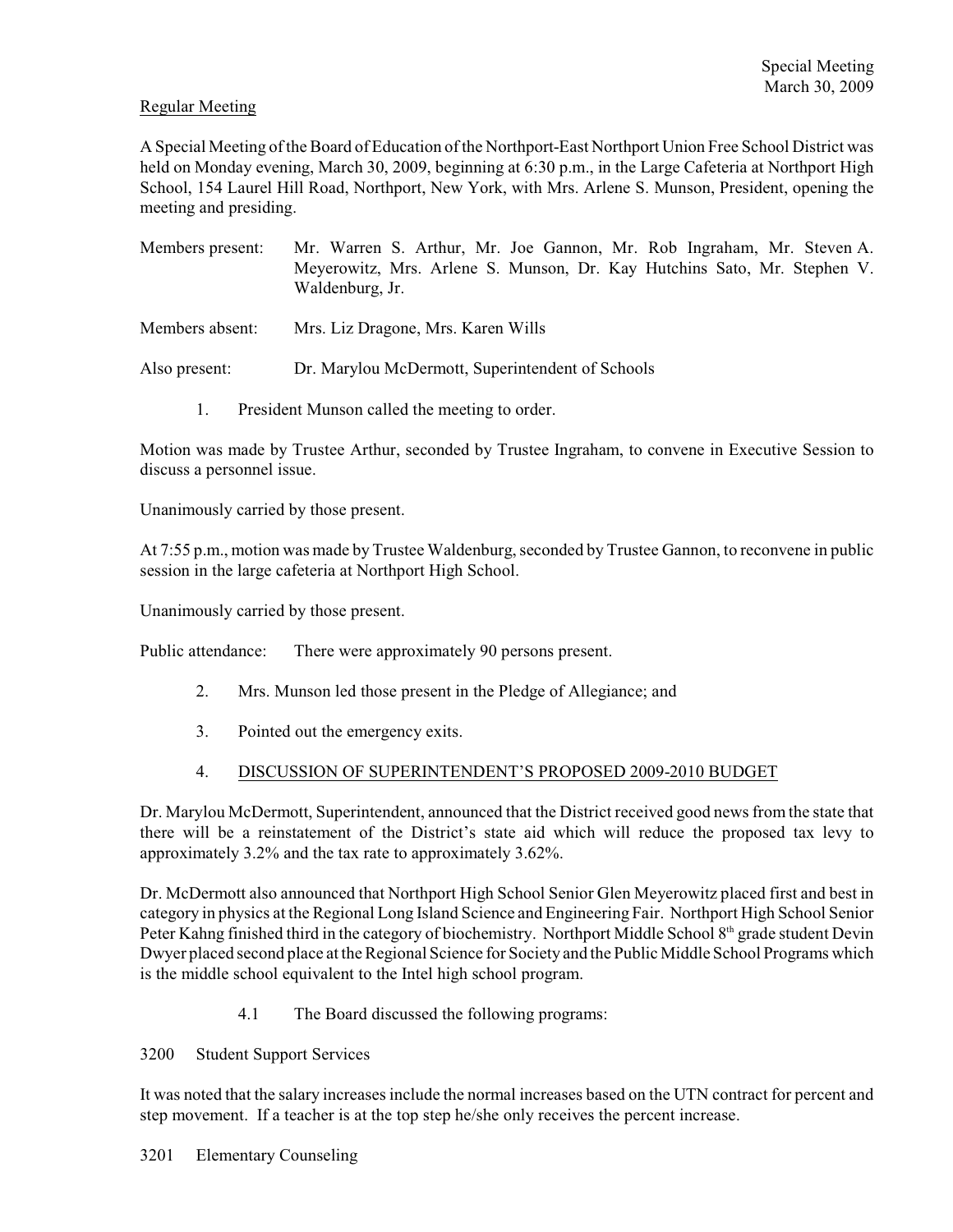Special Meeting
March 30, 2009

Regular Meeting

A Special Meeting of the Board of Education of the Northport-East Northport Union Free School District was held on Monday evening, March 30, 2009, beginning at 6:30 p.m., in the Large Cafeteria at Northport High School, 154 Laurel Hill Road, Northport, New York, with Mrs. Arlene S. Munson, President, opening the meeting and presiding.

Members present: Mr. Warren S. Arthur, Mr. Joe Gannon, Mr. Rob Ingraham, Mr. Steven A. Meyerowitz, Mrs. Arlene S. Munson, Dr. Kay Hutchins Sato, Mr. Stephen V. Waldenburg, Jr.

Members absent: Mrs. Liz Dragone, Mrs. Karen Wills

Also present: Dr. Marylou McDermott, Superintendent of Schools

1. President Munson called the meeting to order.

Motion was made by Trustee Arthur, seconded by Trustee Ingraham, to convene in Executive Session to discuss a personnel issue.

Unanimously carried by those present.

At 7:55 p.m., motion was made by Trustee Waldenburg, seconded by Trustee Gannon, to reconvene in public session in the large cafeteria at Northport High School.

Unanimously carried by those present.

Public attendance: There were approximately 90 persons present.

2. Mrs. Munson led those present in the Pledge of Allegiance; and

3. Pointed out the emergency exits.

4. DISCUSSION OF SUPERINTENDENT'S PROPOSED 2009-2010 BUDGET

Dr. Marylou McDermott, Superintendent, announced that the District received good news from the state that there will be a reinstatement of the District's state aid which will reduce the proposed tax levy to approximately 3.2% and the tax rate to approximately 3.62%.

Dr. McDermott also announced that Northport High School Senior Glen Meyerowitz placed first and best in category in physics at the Regional Long Island Science and Engineering Fair. Northport High School Senior Peter Kahng finished third in the category of biochemistry. Northport Middle School 8th grade student Devin Dwyer placed second place at the Regional Science for Society and the Public Middle School Programs which is the middle school equivalent to the Intel high school program.

4.1 The Board discussed the following programs:

3200 Student Support Services

It was noted that the salary increases include the normal increases based on the UTN contract for percent and step movement. If a teacher is at the top step he/she only receives the percent increase.

3201 Elementary Counseling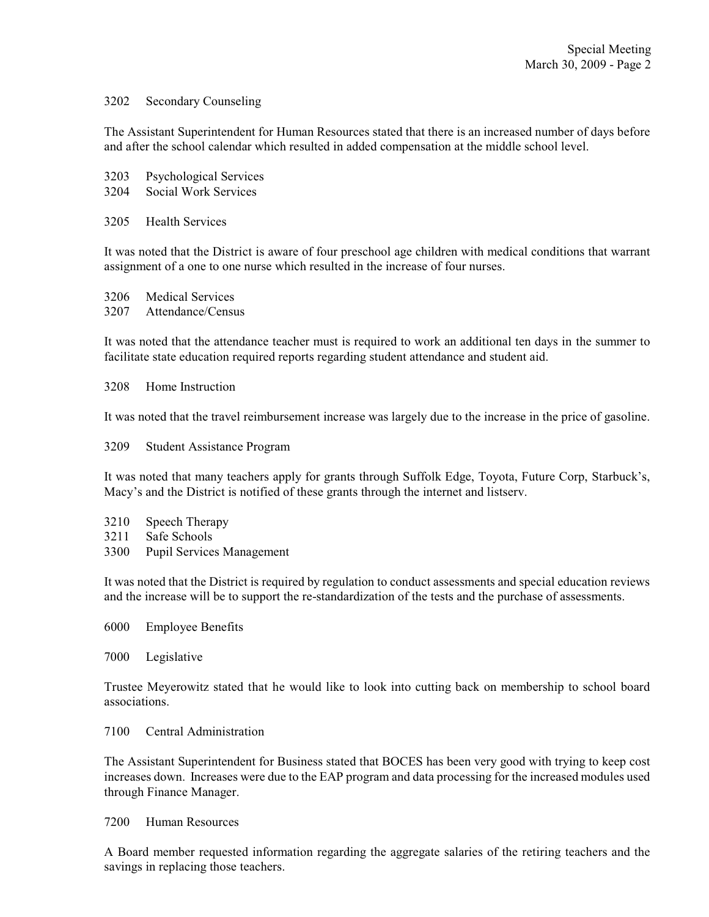3202 Secondary Counseling

The Assistant Superintendent for Human Resources stated that there is an increased number of days before and after the school calendar which resulted in added compensation at the middle school level.

3203 Psychological Services
3204 Social Work Services

3205 Health Services

It was noted that the District is aware of four preschool age children with medical conditions that warrant assignment of a one to one nurse which resulted in the increase of four nurses.

3206 Medical Services
3207 Attendance/Census

It was noted that the attendance teacher must is required to work an additional ten days in the summer to facilitate state education required reports regarding student attendance and student aid.

3208 Home Instruction

It was noted that the travel reimbursement increase was largely due to the increase in the price of gasoline.

3209 Student Assistance Program

It was noted that many teachers apply for grants through Suffolk Edge, Toyota, Future Corp, Starbuck's, Macy's and the District is notified of these grants through the internet and listserv.

3210 Speech Therapy
3211 Safe Schools
3300 Pupil Services Management

It was noted that the District is required by regulation to conduct assessments and special education reviews and the increase will be to support the re-standardization of the tests and the purchase of assessments.

6000 Employee Benefits

7000 Legislative

Trustee Meyerowitz stated that he would like to look into cutting back on membership to school board associations.

7100 Central Administration

The Assistant Superintendent for Business stated that BOCES has been very good with trying to keep cost increases down. Increases were due to the EAP program and data processing for the increased modules used through Finance Manager.

7200 Human Resources

A Board member requested information regarding the aggregate salaries of the retiring teachers and the savings in replacing those teachers.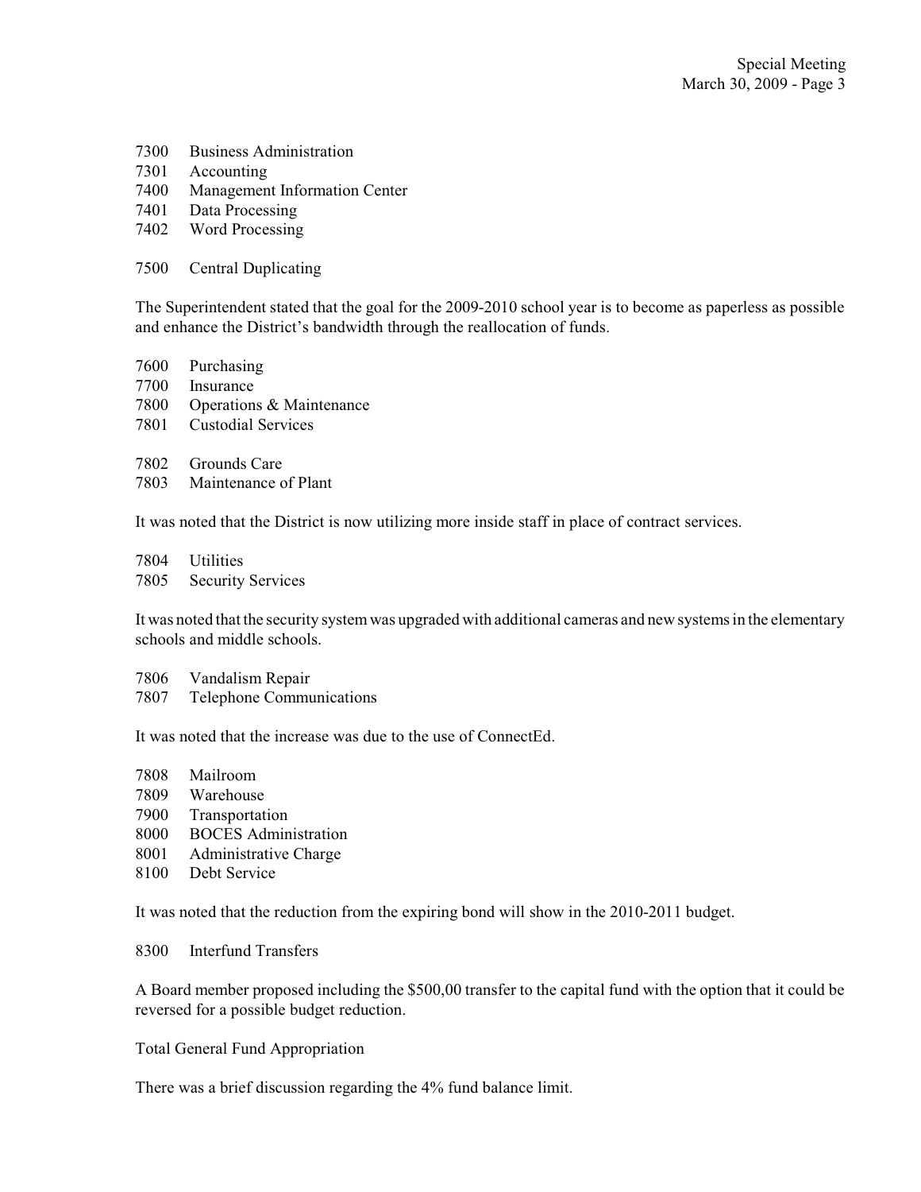7300 Business Administration
7301 Accounting
7400 Management Information Center
7401 Data Processing
7402 Word Processing

7500 Central Duplicating

The Superintendent stated that the goal for the 2009-2010 school year is to become as paperless as possible and enhance the District's bandwidth through the reallocation of funds.

7600 Purchasing
7700 Insurance
7800 Operations & Maintenance
7801 Custodial Services

7802 Grounds Care
7803 Maintenance of Plant

It was noted that the District is now utilizing more inside staff in place of contract services.

7804 Utilities
7805 Security Services

It was noted that the security system was upgraded with additional cameras and new systems in the elementary schools and middle schools.

7806 Vandalism Repair
7807 Telephone Communications

It was noted that the increase was due to the use of ConnectEd.

7808 Mailroom
7809 Warehouse
7900 Transportation
8000 BOCES Administration
8001 Administrative Charge
8100 Debt Service

It was noted that the reduction from the expiring bond will show in the 2010-2011 budget.

8300 Interfund Transfers

A Board member proposed including the $500,00 transfer to the capital fund with the option that it could be reversed for a possible budget reduction.

Total General Fund Appropriation

There was a brief discussion regarding the 4% fund balance limit.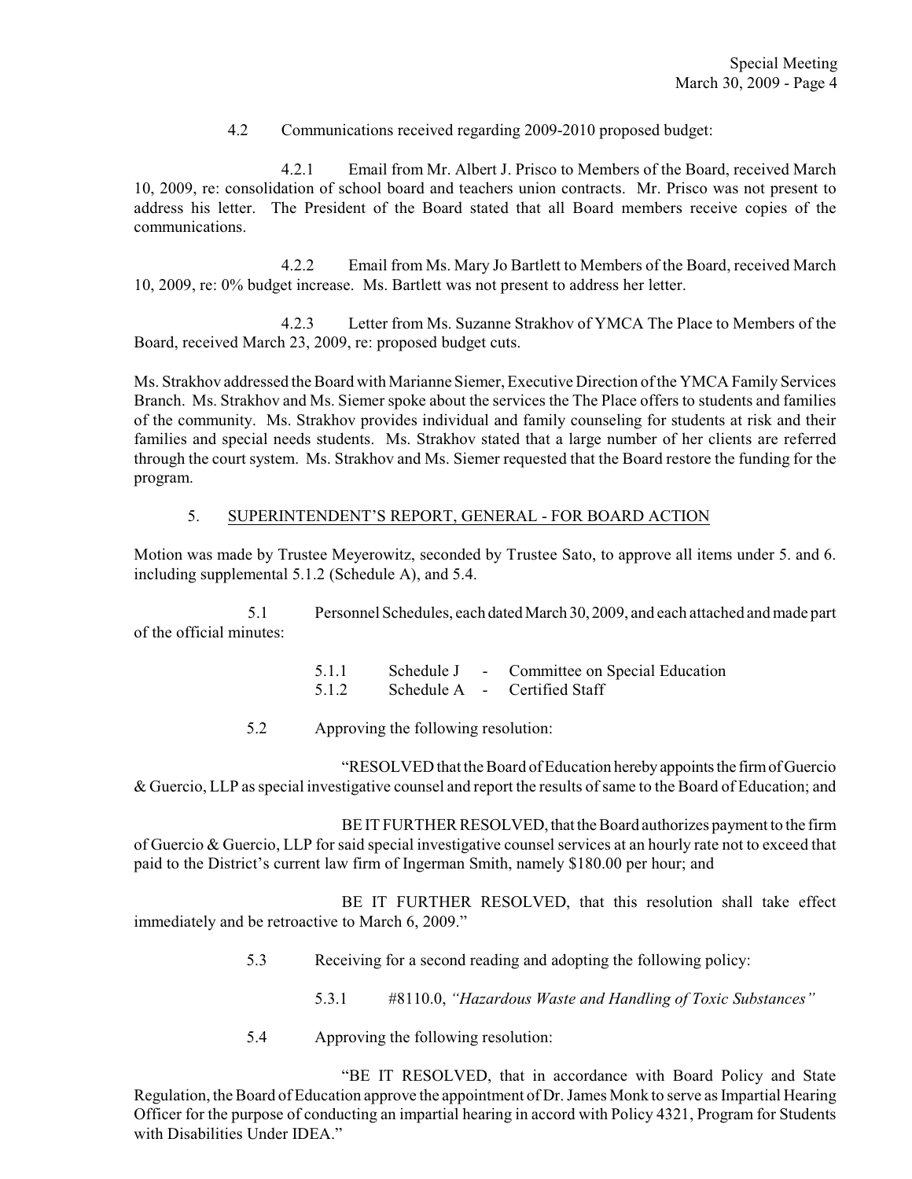4.2 Communications received regarding 2009-2010 proposed budget:

4.2.1 Email from Mr. Albert J. Prisco to Members of the Board, received March 10, 2009, re: consolidation of school board and teachers union contracts. Mr. Prisco was not present to address his letter. The President of the Board stated that all Board members receive copies of the communications.

4.2.2 Email from Ms. Mary Jo Bartlett to Members of the Board, received March 10, 2009, re: 0% budget increase. Ms. Bartlett was not present to address her letter.

4.2.3 Letter from Ms. Suzanne Strakhov of YMCA The Place to Members of the Board, received March 23, 2009, re: proposed budget cuts.

Ms. Strakhov addressed the Board with Marianne Siemer, Executive Direction of the YMCA Family Services Branch. Ms. Strakhov and Ms. Siemer spoke about the services the The Place offers to students and families of the community. Ms. Strakhov provides individual and family counseling for students at risk and their families and special needs students. Ms. Strakhov stated that a large number of her clients are referred through the court system. Ms. Strakhov and Ms. Siemer requested that the Board restore the funding for the program.

## 5. SUPERINTENDENT'S REPORT, GENERAL - FOR BOARD ACTION

Motion was made by Trustee Meyerowitz, seconded by Trustee Sato, to approve all items under 5. and 6. including supplemental 5.1.2 (Schedule A), and 5.4.

5.1 Personnel Schedules, each dated March 30, 2009, and each attached and made part of the official minutes:

5.1.1 Schedule J - Committee on Special Education
5.1.2 Schedule A - Certified Staff

5.2 Approving the following resolution:

"RESOLVED that the Board of Education hereby appoints the firm of Guercio & Guercio, LLP as special investigative counsel and report the results of same to the Board of Education; and

BE IT FURTHER RESOLVED, that the Board authorizes payment to the firm of Guercio & Guercio, LLP for said special investigative counsel services at an hourly rate not to exceed that paid to the District's current law firm of Ingerman Smith, namely $180.00 per hour; and

BE IT FURTHER RESOLVED, that this resolution shall take effect immediately and be retroactive to March 6, 2009."

5.3 Receiving for a second reading and adopting the following policy:

5.3.1 #8110.0, *"Hazardous Waste and Handling of Toxic Substances"*

5.4 Approving the following resolution:

"BE IT RESOLVED, that in accordance with Board Policy and State Regulation, the Board of Education approve the appointment of Dr. James Monk to serve as Impartial Hearing Officer for the purpose of conducting an impartial hearing in accord with Policy 4321, Program for Students with Disabilities Under IDEA."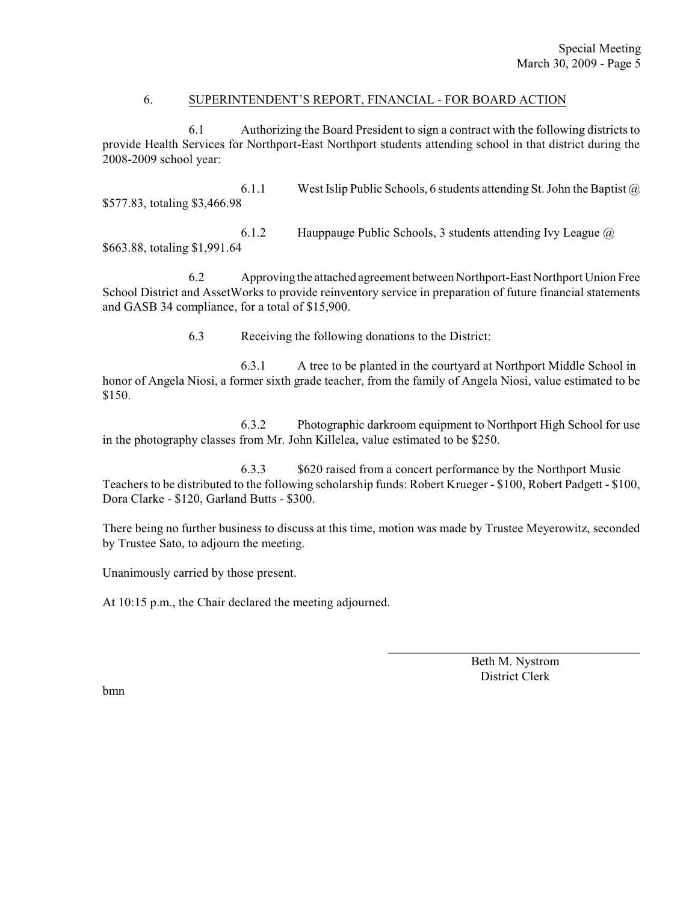## 6. SUPERINTENDENT'S REPORT, FINANCIAL - FOR BOARD ACTION

6.1 Authorizing the Board President to sign a contract with the following districts to provide Health Services for Northport-East Northport students attending school in that district during the 2008-2009 school year:

6.1.1 West Islip Public Schools, 6 students attending St. John the Baptist @ $577.83, totaling $3,466.98

6.1.2 Hauppauge Public Schools, 3 students attending Ivy League @ $663.88, totaling $1,991.64

6.2 Approving the attached agreement between Northport-East Northport Union Free School District and AssetWorks to provide reinventory service in preparation of future financial statements and GASB 34 compliance, for a total of $15,900.

6.3 Receiving the following donations to the District:

6.3.1 A tree to be planted in the courtyard at Northport Middle School in honor of Angela Niosi, a former sixth grade teacher, from the family of Angela Niosi, value estimated to be $150.

6.3.2 Photographic darkroom equipment to Northport High School for use in the photography classes from Mr. John Killelea, value estimated to be $250.

6.3.3 $620 raised from a concert performance by the Northport Music Teachers to be distributed to the following scholarship funds: Robert Krueger - $100, Robert Padgett - $100, Dora Clarke - $120, Garland Butts - $300.

There being no further business to discuss at this time, motion was made by Trustee Meyerowitz, seconded by Trustee Sato, to adjourn the meeting.

Unanimously carried by those present.

At 10:15 p.m., the Chair declared the meeting adjourned.

Beth M. Nystrom
District Clerk

bmn